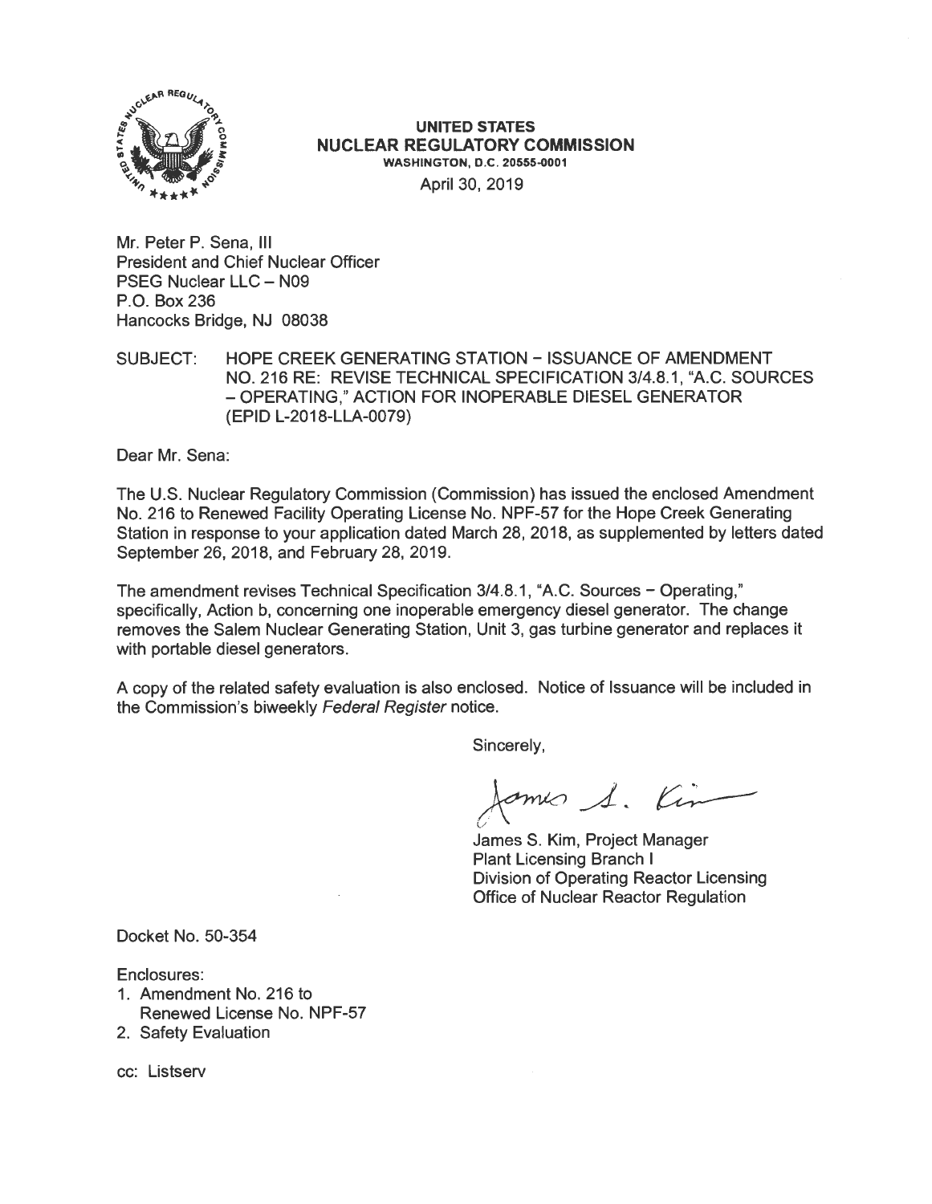**UNITED STATES**
**NUCLEAR REGULATORY COMMISSION**
**WASHINGTON, D.C. 20555-0001**

April 30, 2019

Mr. Peter P. Sena, III
President and Chief Nuclear Officer
PSEG Nuclear LLC – N09
P.O. Box 236
Hancocks Bridge, NJ 08038

SUBJECT: HOPE CREEK GENERATING STATION – ISSUANCE OF AMENDMENT NO. 216 RE: REVISE TECHNICAL SPECIFICATION 3/4.8.1, "A.C. SOURCES – OPERATING," ACTION FOR INOPERABLE DIESEL GENERATOR (EPID L-2018-LLA-0079)

Dear Mr. Sena:

The U.S. Nuclear Regulatory Commission (Commission) has issued the enclosed Amendment No. 216 to Renewed Facility Operating License No. NPF-57 for the Hope Creek Generating Station in response to your application dated March 28, 2018, as supplemented by letters dated September 26, 2018, and February 28, 2019.

The amendment revises Technical Specification 3/4.8.1, "A.C. Sources – Operating," specifically, Action b, concerning one inoperable emergency diesel generator. The change removes the Salem Nuclear Generating Station, Unit 3, gas turbine generator and replaces it with portable diesel generators.

A copy of the related safety evaluation is also enclosed. Notice of Issuance will be included in the Commission's biweekly *Federal Register* notice.

Sincerely,

James S. Kim, Project Manager
Plant Licensing Branch I
Division of Operating Reactor Licensing
Office of Nuclear Reactor Regulation

Docket No. 50-354

Enclosures:

1. Amendment No. 216 to Renewed License No. NPF-57
2. Safety Evaluation

cc: Listserv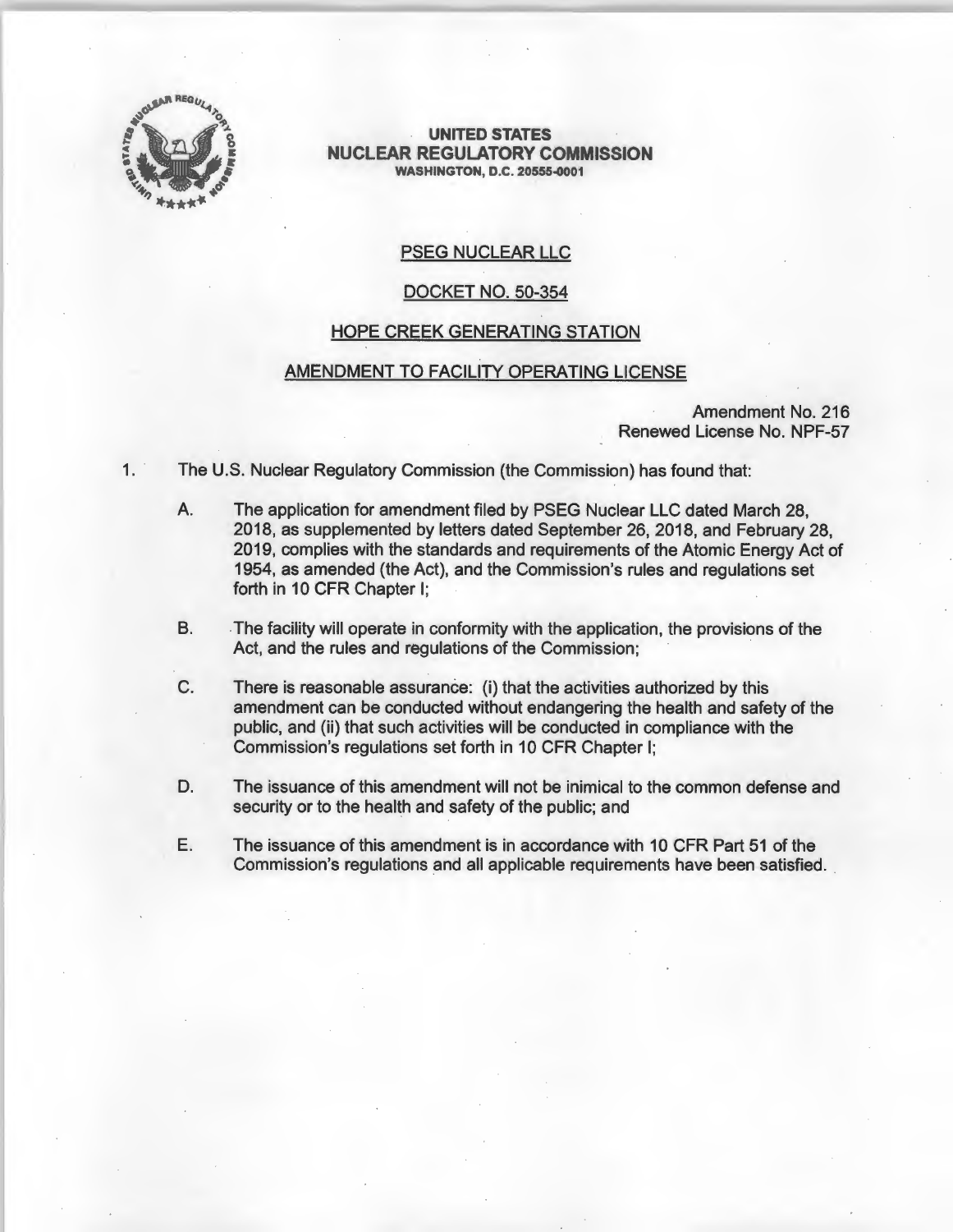**UNITED STATES**
**NUCLEAR REGULATORY COMMISSION**
**WASHINGTON, D.C. 20555-0001**

## PSEG NUCLEAR LLC

## DOCKET NO. 50-354

## HOPE CREEK GENERATING STATION

## AMENDMENT TO FACILITY OPERATING LICENSE

Amendment No. 216
Renewed License No. NPF-57

1. The U.S. Nuclear Regulatory Commission (the Commission) has found that:

   A. The application for amendment filed by PSEG Nuclear LLC dated March 28, 2018, as supplemented by letters dated September 26, 2018, and February 28, 2019, complies with the standards and requirements of the Atomic Energy Act of 1954, as amended (the Act), and the Commission's rules and regulations set forth in 10 CFR Chapter I;

   B. The facility will operate in conformity with the application, the provisions of the Act, and the rules and regulations of the Commission;

   C. There is reasonable assurance: (i) that the activities authorized by this amendment can be conducted without endangering the health and safety of the public, and (ii) that such activities will be conducted in compliance with the Commission's regulations set forth in 10 CFR Chapter I;

   D. The issuance of this amendment will not be inimical to the common defense and security or to the health and safety of the public; and

   E. The issuance of this amendment is in accordance with 10 CFR Part 51 of the Commission's regulations and all applicable requirements have been satisfied.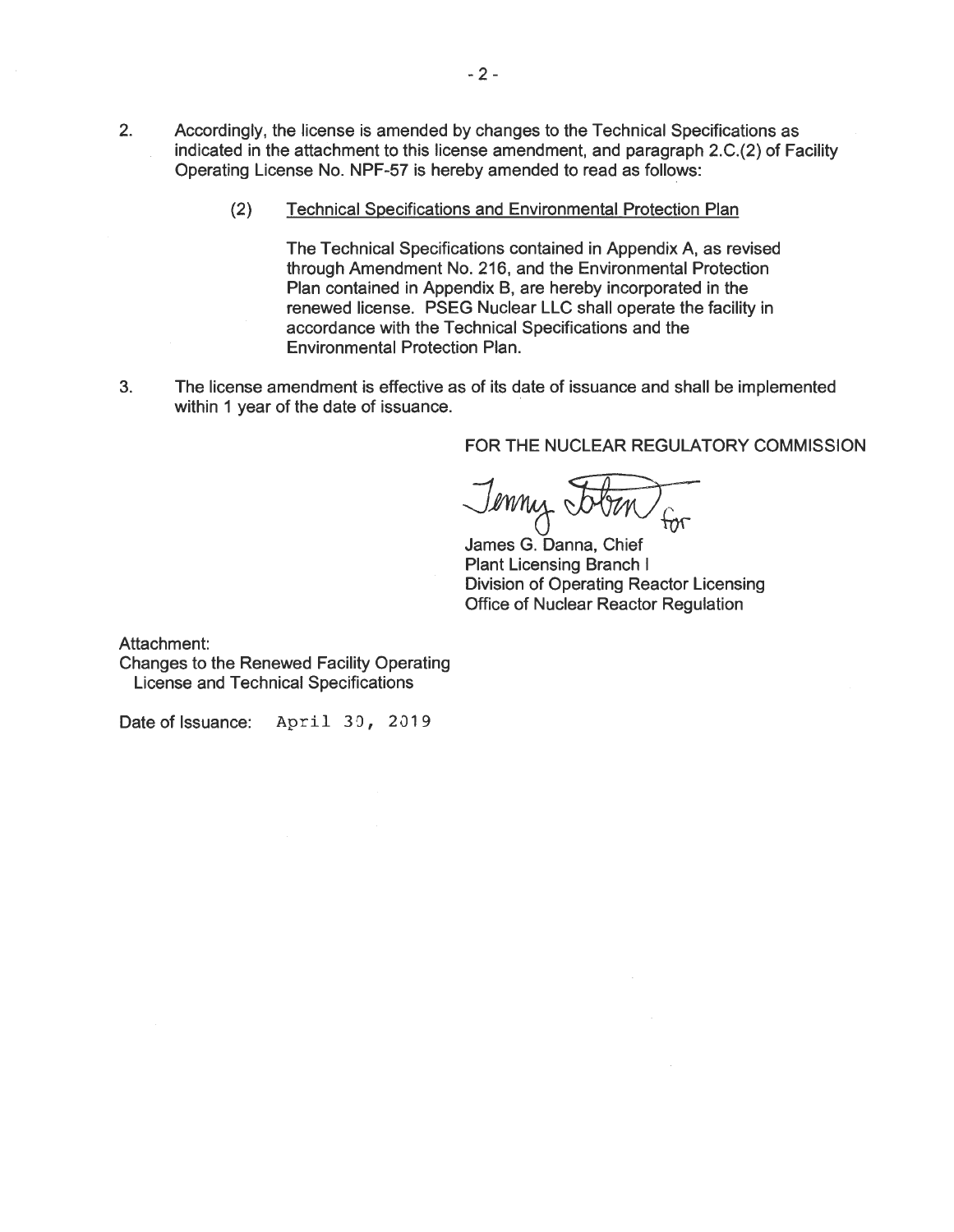2. Accordingly, the license is amended by changes to the Technical Specifications as indicated in the attachment to this license amendment, and paragraph 2.C.(2) of Facility Operating License No. NPF-57 is hereby amended to read as follows:

   (2) Technical Specifications and Environmental Protection Plan

   The Technical Specifications contained in Appendix A, as revised through Amendment No. 216, and the Environmental Protection Plan contained in Appendix B, are hereby incorporated in the renewed license. PSEG Nuclear LLC shall operate the facility in accordance with the Technical Specifications and the Environmental Protection Plan.

3. The license amendment is effective as of its date of issuance and shall be implemented within 1 year of the date of issuance.

FOR THE NUCLEAR REGULATORY COMMISSION

Jenny Tobin for

James G. Danna, Chief
Plant Licensing Branch I
Division of Operating Reactor Licensing
Office of Nuclear Reactor Regulation

Attachment:
Changes to the Renewed Facility Operating License and Technical Specifications

Date of Issuance: April 30, 2019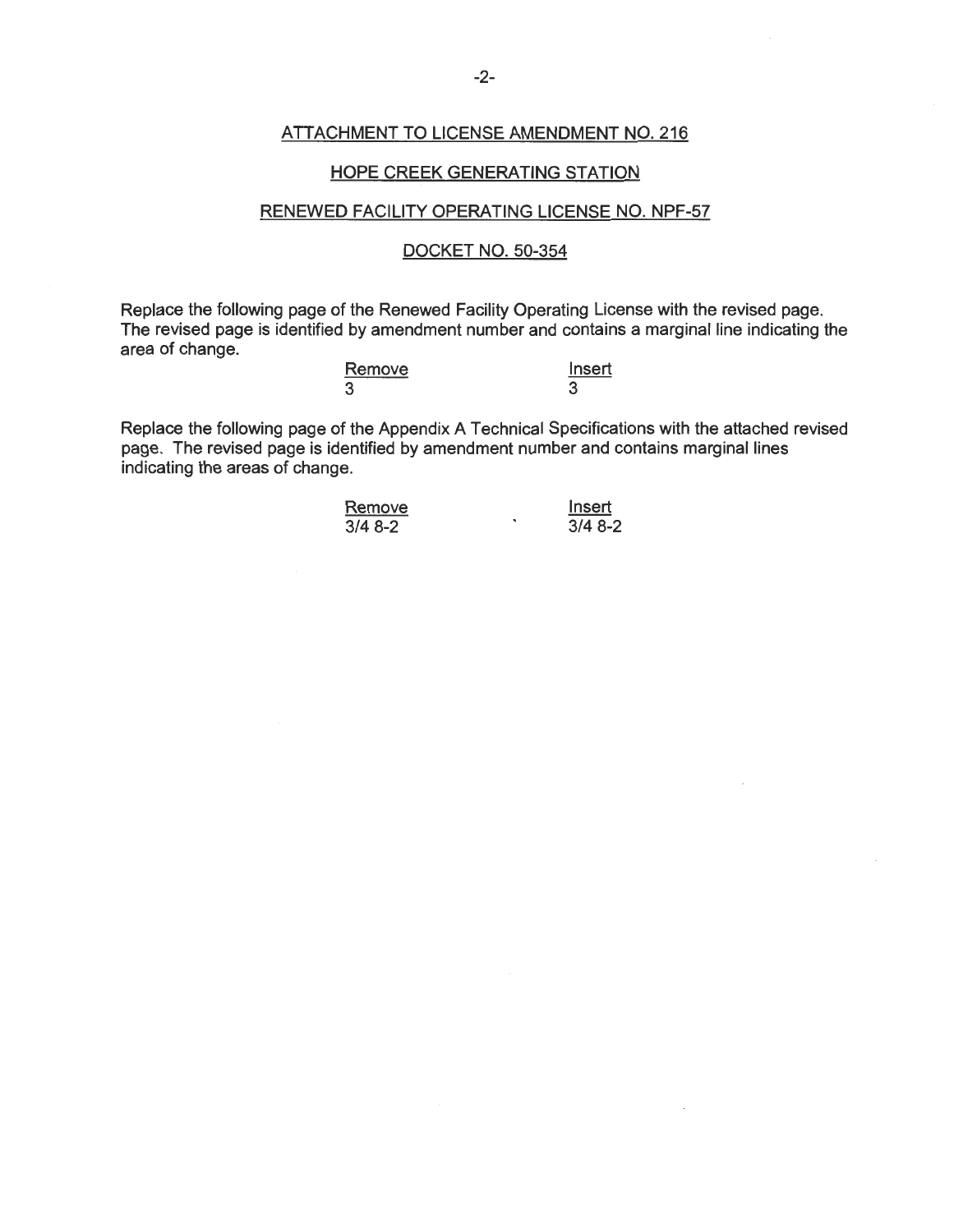## ATTACHMENT TO LICENSE AMENDMENT NO. 216

## HOPE CREEK GENERATING STATION

## RENEWED FACILITY OPERATING LICENSE NO. NPF-57

## DOCKET NO. 50-354

Replace the following page of the Renewed Facility Operating License with the revised page. The revised page is identified by amendment number and contains a marginal line indicating the area of change.

| Remove | Insert |
|---|---|
| 3 | 3 |

Replace the following page of the Appendix A Technical Specifications with the attached revised page. The revised page is identified by amendment number and contains marginal lines indicating the areas of change.

| Remove | Insert |
|---|---|
| 3/4 8-2 | 3/4 8-2 |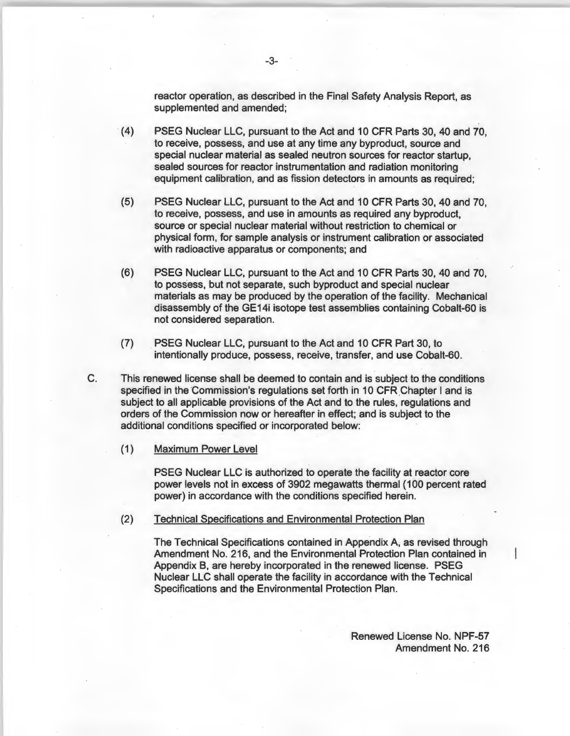reactor operation, as described in the Final Safety Analysis Report, as supplemented and amended;

(4) PSEG Nuclear LLC, pursuant to the Act and 10 CFR Parts 30, 40 and 70, to receive, possess, and use at any time any byproduct, source and special nuclear material as sealed neutron sources for reactor startup, sealed sources for reactor instrumentation and radiation monitoring equipment calibration, and as fission detectors in amounts as required;

(5) PSEG Nuclear LLC, pursuant to the Act and 10 CFR Parts 30, 40 and 70, to receive, possess, and use in amounts as required any byproduct, source or special nuclear material without restriction to chemical or physical form, for sample analysis or instrument calibration or associated with radioactive apparatus or components; and

(6) PSEG Nuclear LLC, pursuant to the Act and 10 CFR Parts 30, 40 and 70, to possess, but not separate, such byproduct and special nuclear materials as may be produced by the operation of the facility. Mechanical disassembly of the GE14i isotope test assemblies containing Cobalt-60 is not considered separation.

(7) PSEG Nuclear LLC, pursuant to the Act and 10 CFR Part 30, to intentionally produce, possess, receive, transfer, and use Cobalt-60.

C. This renewed license shall be deemed to contain and is subject to the conditions specified in the Commission's regulations set forth in 10 CFR Chapter I and is subject to all applicable provisions of the Act and to the rules, regulations and orders of the Commission now or hereafter in effect; and is subject to the additional conditions specified or incorporated below:

(1) <u>Maximum Power Level</u>

PSEG Nuclear LLC is authorized to operate the facility at reactor core power levels not in excess of 3902 megawatts thermal (100 percent rated power) in accordance with the conditions specified herein.

(2) <u>Technical Specifications and Environmental Protection Plan</u>

The Technical Specifications contained in Appendix A, as revised through Amendment No. 216, and the Environmental Protection Plan contained in Appendix B, are hereby incorporated in the renewed license. PSEG Nuclear LLC shall operate the facility in accordance with the Technical Specifications and the Environmental Protection Plan.

Renewed License No. NPF-57
Amendment No. 216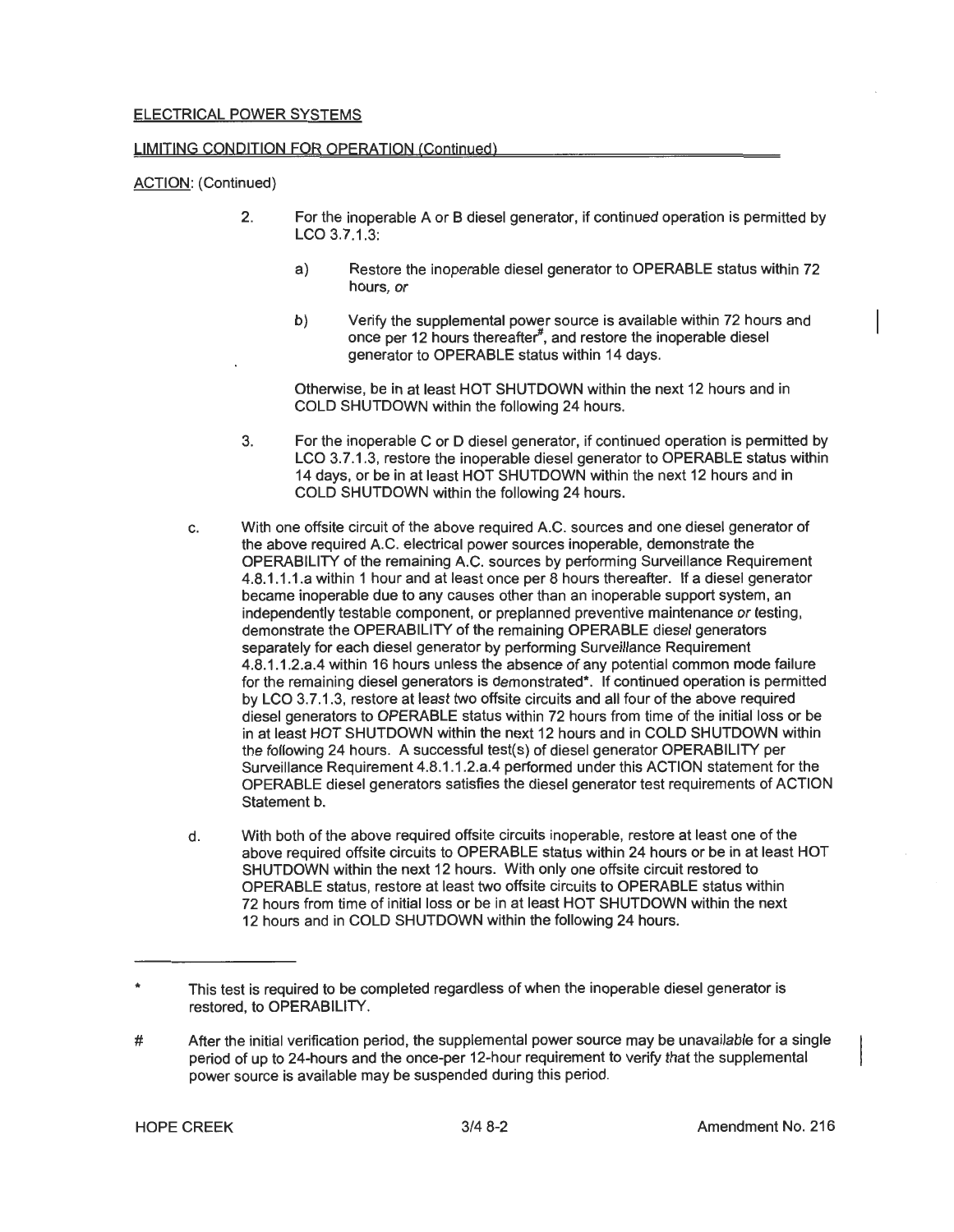ELECTRICAL POWER SYSTEMS

LIMITING CONDITION FOR OPERATION (Continued)

ACTION: (Continued)

2. For the inoperable A or B diesel generator, if continued operation is permitted by LCO 3.7.1.3:

   a) Restore the inoperable diesel generator to OPERABLE status within 72 hours, *or*

   b) Verify the supplemental power source is available within 72 hours and once per 12 hours thereafter#, and restore the inoperable diesel generator to OPERABLE status within 14 days.

   Otherwise, be in at least HOT SHUTDOWN within the next 12 hours and in COLD SHUTDOWN within the following 24 hours.

3. For the inoperable C or D diesel generator, if continued operation is permitted by LCO 3.7.1.3, restore the inoperable diesel generator to OPERABLE status within 14 days, or be in at least HOT SHUTDOWN within the next 12 hours and in COLD SHUTDOWN within the following 24 hours.

c. With one offsite circuit of the above required A.C. sources and one diesel generator of the above required A.C. electrical power sources inoperable, demonstrate the OPERABILITY of the remaining A.C. sources by performing Surveillance Requirement 4.8.1.1.1.a within 1 hour and at least once per 8 hours thereafter. If a diesel generator became inoperable due to any causes other than an inoperable support system, an independently testable component, or preplanned preventive maintenance or testing, demonstrate the OPERABILITY of the remaining OPERABLE diesel generators separately for each diesel generator by performing Surveillance Requirement 4.8.1.1.2.a.4 within 16 hours unless the absence of any potential common mode failure for the remaining diesel generators is demonstrated*. If continued operation is permitted by LCO 3.7.1.3, restore at least two offsite circuits and all four of the above required diesel generators to OPERABLE status within 72 hours from time of the initial loss or be in at least HOT SHUTDOWN within the next 12 hours and in COLD SHUTDOWN within the following 24 hours. A successful test(s) of diesel generator OPERABILITY per Surveillance Requirement 4.8.1.1.2.a.4 performed under this ACTION statement for the OPERABLE diesel generators satisfies the diesel generator test requirements of ACTION Statement b.

d. With both of the above required offsite circuits inoperable, restore at least one of the above required offsite circuits to OPERABLE status within 24 hours or be in at least HOT SHUTDOWN within the next 12 hours. With only one offsite circuit restored to OPERABLE status, restore at least two offsite circuits to OPERABLE status within 72 hours from time of initial loss or be in at least HOT SHUTDOWN within the next 12 hours and in COLD SHUTDOWN within the following 24 hours.

---

\* This test is required to be completed regardless of when the inoperable diesel generator is restored, to OPERABILITY.

\# After the initial verification period, the supplemental power source may be unavailable for a single period of up to 24-hours and the once-per 12-hour requirement to verify that the supplemental power source is available may be suspended during this period.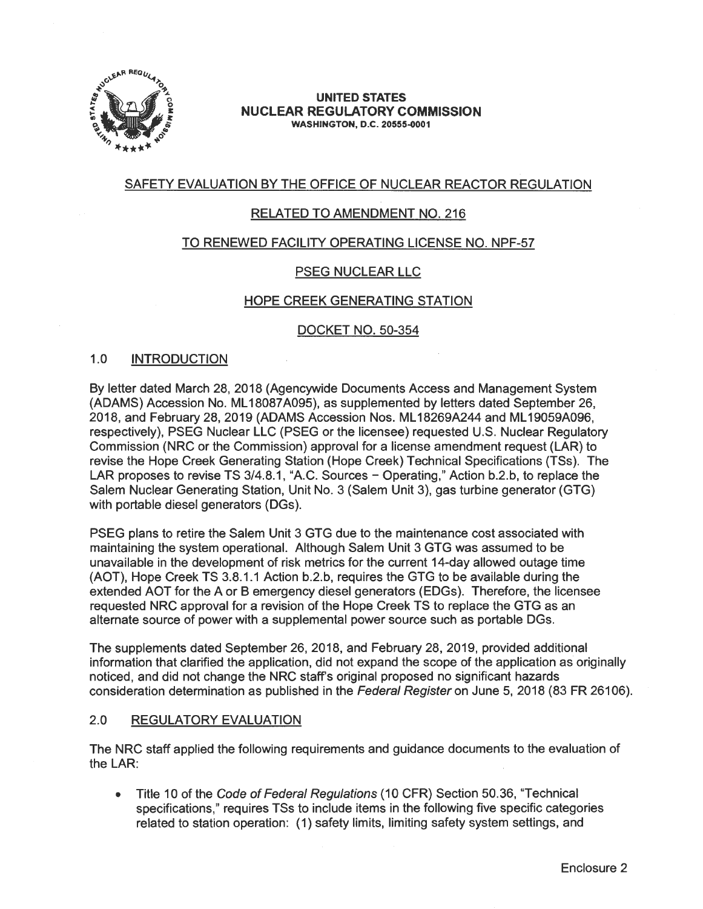**UNITED STATES**
**NUCLEAR REGULATORY COMMISSION**
**WASHINGTON, D.C. 20555-0001**

SAFETY EVALUATION BY THE OFFICE OF NUCLEAR REACTOR REGULATION

RELATED TO AMENDMENT NO. 216

TO RENEWED FACILITY OPERATING LICENSE NO. NPF-57

PSEG NUCLEAR LLC

HOPE CREEK GENERATING STATION

DOCKET NO. 50-354

## 1.0 INTRODUCTION

By letter dated March 28, 2018 (Agencywide Documents Access and Management System (ADAMS) Accession No. ML18087A095), as supplemented by letters dated September 26, 2018, and February 28, 2019 (ADAMS Accession Nos. ML18269A244 and ML19059A096, respectively), PSEG Nuclear LLC (PSEG or the licensee) requested U.S. Nuclear Regulatory Commission (NRC or the Commission) approval for a license amendment request (LAR) to revise the Hope Creek Generating Station (Hope Creek) Technical Specifications (TSs). The LAR proposes to revise TS 3/4.8.1, "A.C. Sources – Operating," Action b.2.b, to replace the Salem Nuclear Generating Station, Unit No. 3 (Salem Unit 3), gas turbine generator (GTG) with portable diesel generators (DGs).

PSEG plans to retire the Salem Unit 3 GTG due to the maintenance cost associated with maintaining the system operational. Although Salem Unit 3 GTG was assumed to be unavailable in the development of risk metrics for the current 14-day allowed outage time (AOT), Hope Creek TS 3.8.1.1 Action b.2.b, requires the GTG to be available during the extended AOT for the A or B emergency diesel generators (EDGs). Therefore, the licensee requested NRC approval for a revision of the Hope Creek TS to replace the GTG as an alternate source of power with a supplemental power source such as portable DGs.

The supplements dated September 26, 2018, and February 28, 2019, provided additional information that clarified the application, did not expand the scope of the application as originally noticed, and did not change the NRC staff's original proposed no significant hazards consideration determination as published in the *Federal Register* on June 5, 2018 (83 FR 26106).

## 2.0 REGULATORY EVALUATION

The NRC staff applied the following requirements and guidance documents to the evaluation of the LAR:

- Title 10 of the *Code of Federal Regulations* (10 CFR) Section 50.36, "Technical specifications," requires TSs to include items in the following five specific categories related to station operation: (1) safety limits, limiting safety system settings, and

Enclosure 2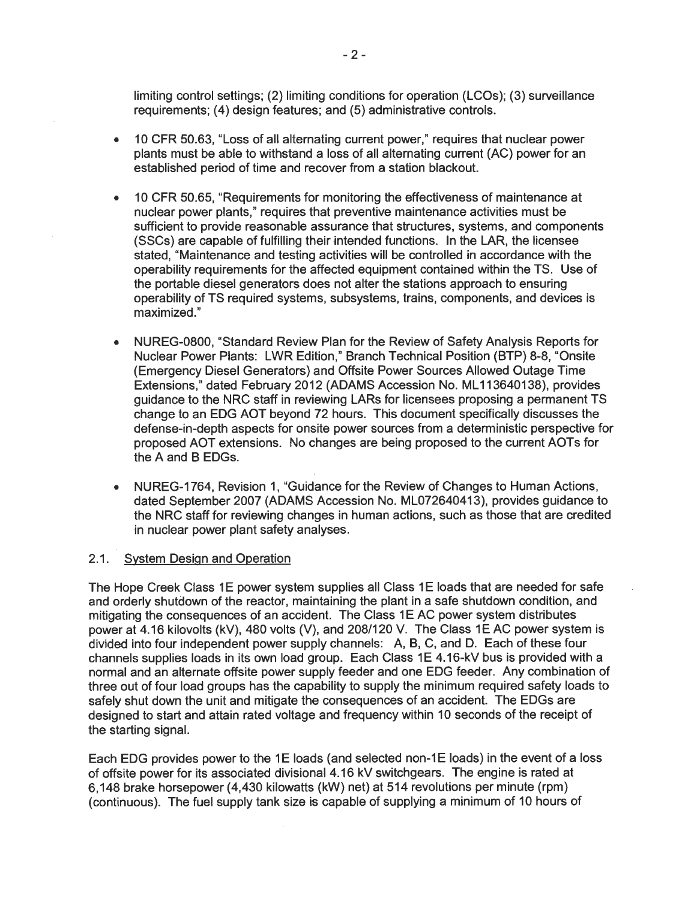limiting control settings; (2) limiting conditions for operation (LCOs); (3) surveillance requirements; (4) design features; and (5) administrative controls.

- 10 CFR 50.63, "Loss of all alternating current power," requires that nuclear power plants must be able to withstand a loss of all alternating current (AC) power for an established period of time and recover from a station blackout.

- 10 CFR 50.65, "Requirements for monitoring the effectiveness of maintenance at nuclear power plants," requires that preventive maintenance activities must be sufficient to provide reasonable assurance that structures, systems, and components (SSCs) are capable of fulfilling their intended functions. In the LAR, the licensee stated, "Maintenance and testing activities will be controlled in accordance with the operability requirements for the affected equipment contained within the TS. Use of the portable diesel generators does not alter the stations approach to ensuring operability of TS required systems, subsystems, trains, components, and devices is maximized."

- NUREG-0800, "Standard Review Plan for the Review of Safety Analysis Reports for Nuclear Power Plants: LWR Edition," Branch Technical Position (BTP) 8-8, "Onsite (Emergency Diesel Generators) and Offsite Power Sources Allowed Outage Time Extensions," dated February 2012 (ADAMS Accession No. ML113640138), provides guidance to the NRC staff in reviewing LARs for licensees proposing a permanent TS change to an EDG AOT beyond 72 hours. This document specifically discusses the defense-in-depth aspects for onsite power sources from a deterministic perspective for proposed AOT extensions. No changes are being proposed to the current AOTs for the A and B EDGs.

- NUREG-1764, Revision 1, "Guidance for the Review of Changes to Human Actions, dated September 2007 (ADAMS Accession No. ML072640413), provides guidance to the NRC staff for reviewing changes in human actions, such as those that are credited in nuclear power plant safety analyses.

### 2.1. System Design and Operation

The Hope Creek Class 1E power system supplies all Class 1E loads that are needed for safe and orderly shutdown of the reactor, maintaining the plant in a safe shutdown condition, and mitigating the consequences of an accident. The Class 1E AC power system distributes power at 4.16 kilovolts (kV), 480 volts (V), and 208/120 V. The Class 1E AC power system is divided into four independent power supply channels: A, B, C, and D. Each of these four channels supplies loads in its own load group. Each Class 1E 4.16-kV bus is provided with a normal and an alternate offsite power supply feeder and one EDG feeder. Any combination of three out of four load groups has the capability to supply the minimum required safety loads to safely shut down the unit and mitigate the consequences of an accident. The EDGs are designed to start and attain rated voltage and frequency within 10 seconds of the receipt of the starting signal.

Each EDG provides power to the 1E loads (and selected non-1E loads) in the event of a loss of offsite power for its associated divisional 4.16 kV switchgears. The engine is rated at 6,148 brake horsepower (4,430 kilowatts (kW) net) at 514 revolutions per minute (rpm) (continuous). The fuel supply tank size is capable of supplying a minimum of 10 hours of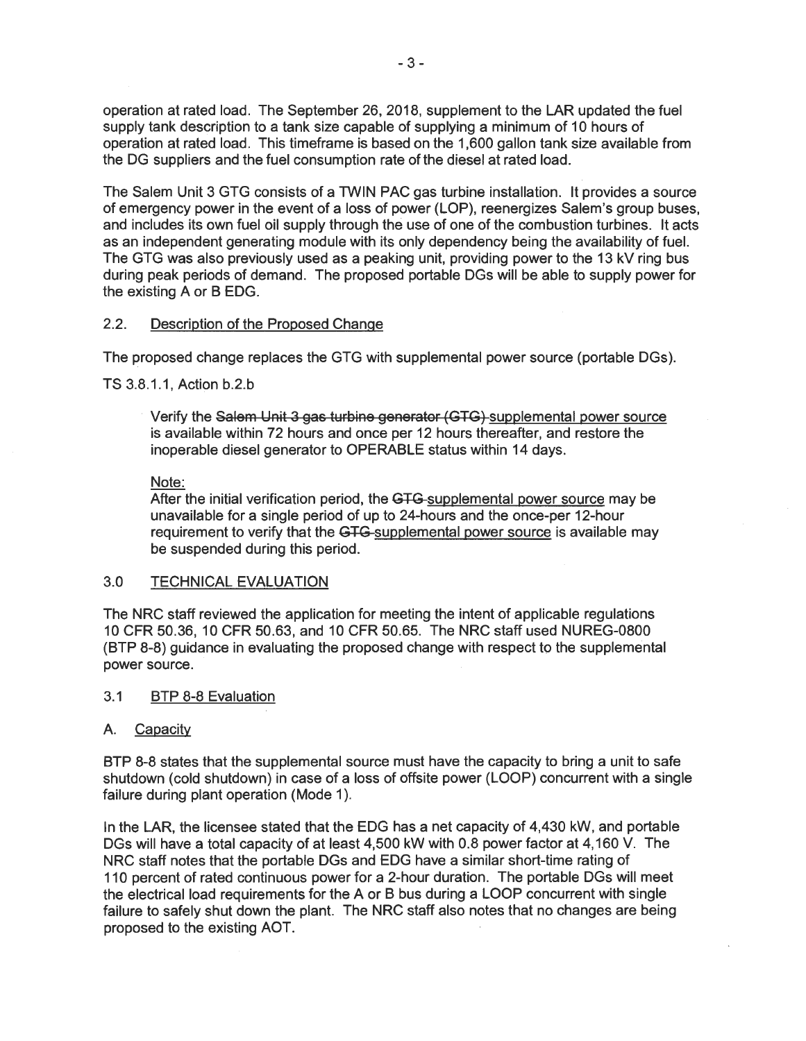operation at rated load. The September 26, 2018, supplement to the LAR updated the fuel supply tank description to a tank size capable of supplying a minimum of 10 hours of operation at rated load. This timeframe is based on the 1,600 gallon tank size available from the DG suppliers and the fuel consumption rate of the diesel at rated load.

The Salem Unit 3 GTG consists of a TWIN PAC gas turbine installation. It provides a source of emergency power in the event of a loss of power (LOP), reenergizes Salem's group buses, and includes its own fuel oil supply through the use of one of the combustion turbines. It acts as an independent generating module with its only dependency being the availability of fuel. The GTG was also previously used as a peaking unit, providing power to the 13 kV ring bus during peak periods of demand. The proposed portable DGs will be able to supply power for the existing A or B EDG.

### 2.2. Description of the Proposed Change

The proposed change replaces the GTG with supplemental power source (portable DGs).

TS 3.8.1.1, Action b.2.b

> Verify the ~~Salem Unit 3 gas turbine generator (GTG)~~ supplemental power source is available within 72 hours and once per 12 hours thereafter, and restore the inoperable diesel generator to OPERABLE status within 14 days.
>
> Note:
> After the initial verification period, the ~~GTG~~ supplemental power source may be unavailable for a single period of up to 24-hours and the once-per 12-hour requirement to verify that the ~~GTG~~ supplemental power source is available may be suspended during this period.

## 3.0 TECHNICAL EVALUATION

The NRC staff reviewed the application for meeting the intent of applicable regulations 10 CFR 50.36, 10 CFR 50.63, and 10 CFR 50.65. The NRC staff used NUREG-0800 (BTP 8-8) guidance in evaluating the proposed change with respect to the supplemental power source.

### 3.1 BTP 8-8 Evaluation

#### A. Capacity

BTP 8-8 states that the supplemental source must have the capacity to bring a unit to safe shutdown (cold shutdown) in case of a loss of offsite power (LOOP) concurrent with a single failure during plant operation (Mode 1).

In the LAR, the licensee stated that the EDG has a net capacity of 4,430 kW, and portable DGs will have a total capacity of at least 4,500 kW with 0.8 power factor at 4,160 V. The NRC staff notes that the portable DGs and EDG have a similar short-time rating of 110 percent of rated continuous power for a 2-hour duration. The portable DGs will meet the electrical load requirements for the A or B bus during a LOOP concurrent with single failure to safely shut down the plant. The NRC staff also notes that no changes are being proposed to the existing AOT.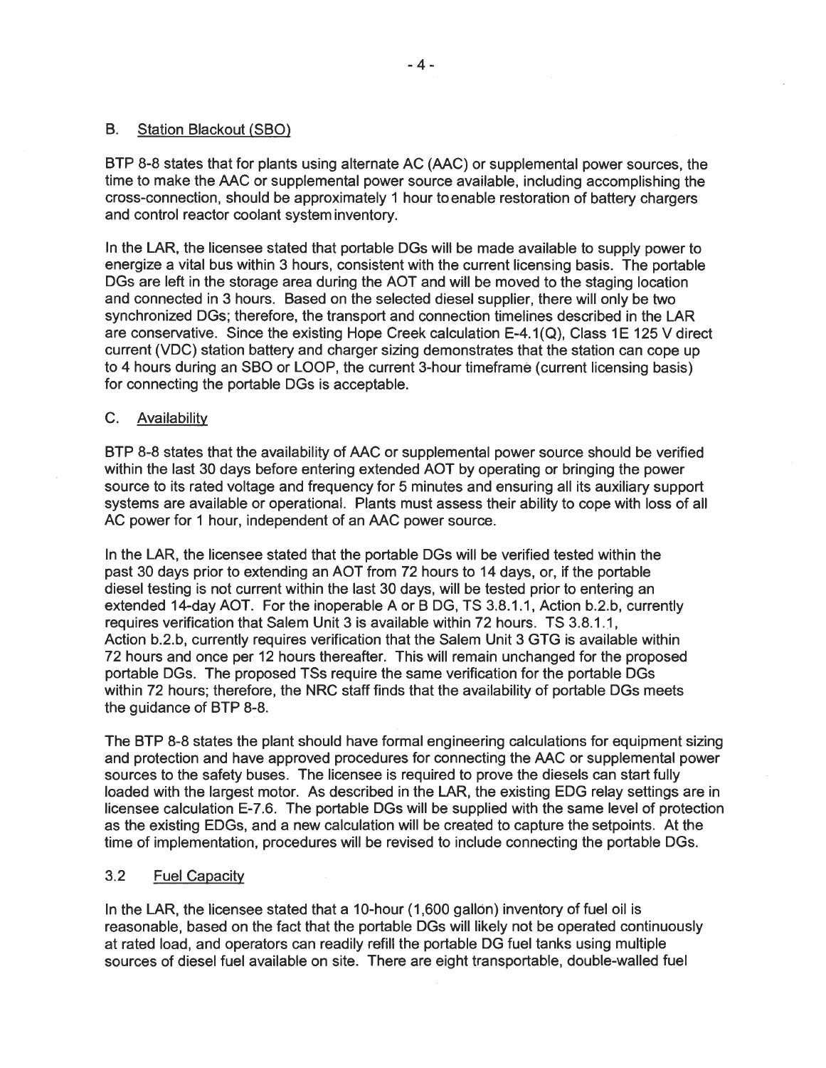### B. Station Blackout (SBO)

BTP 8-8 states that for plants using alternate AC (AAC) or supplemental power sources, the time to make the AAC or supplemental power source available, including accomplishing the cross-connection, should be approximately 1 hour to enable restoration of battery chargers and control reactor coolant system inventory.

In the LAR, the licensee stated that portable DGs will be made available to supply power to energize a vital bus within 3 hours, consistent with the current licensing basis. The portable DGs are left in the storage area during the AOT and will be moved to the staging location and connected in 3 hours. Based on the selected diesel supplier, there will only be two synchronized DGs; therefore, the transport and connection timelines described in the LAR are conservative. Since the existing Hope Creek calculation E-4.1(Q), Class 1E 125 V direct current (VDC) station battery and charger sizing demonstrates that the station can cope up to 4 hours during an SBO or LOOP, the current 3-hour timeframe (current licensing basis) for connecting the portable DGs is acceptable.

### C. Availability

BTP 8-8 states that the availability of AAC or supplemental power source should be verified within the last 30 days before entering extended AOT by operating or bringing the power source to its rated voltage and frequency for 5 minutes and ensuring all its auxiliary support systems are available or operational. Plants must assess their ability to cope with loss of all AC power for 1 hour, independent of an AAC power source.

In the LAR, the licensee stated that the portable DGs will be verified tested within the past 30 days prior to extending an AOT from 72 hours to 14 days, or, if the portable diesel testing is not current within the last 30 days, will be tested prior to entering an extended 14-day AOT. For the inoperable A or B DG, TS 3.8.1.1, Action b.2.b, currently requires verification that Salem Unit 3 is available within 72 hours. TS 3.8.1.1, Action b.2.b, currently requires verification that the Salem Unit 3 GTG is available within 72 hours and once per 12 hours thereafter. This will remain unchanged for the proposed portable DGs. The proposed TSs require the same verification for the portable DGs within 72 hours; therefore, the NRC staff finds that the availability of portable DGs meets the guidance of BTP 8-8.

The BTP 8-8 states the plant should have formal engineering calculations for equipment sizing and protection and have approved procedures for connecting the AAC or supplemental power sources to the safety buses. The licensee is required to prove the diesels can start fully loaded with the largest motor. As described in the LAR, the existing EDG relay settings are in licensee calculation E-7.6. The portable DGs will be supplied with the same level of protection as the existing EDGs, and a new calculation will be created to capture the setpoints. At the time of implementation, procedures will be revised to include connecting the portable DGs.

## 3.2 Fuel Capacity

In the LAR, the licensee stated that a 10-hour (1,600 gallon) inventory of fuel oil is reasonable, based on the fact that the portable DGs will likely not be operated continuously at rated load, and operators can readily refill the portable DG fuel tanks using multiple sources of diesel fuel available on site. There are eight transportable, double-walled fuel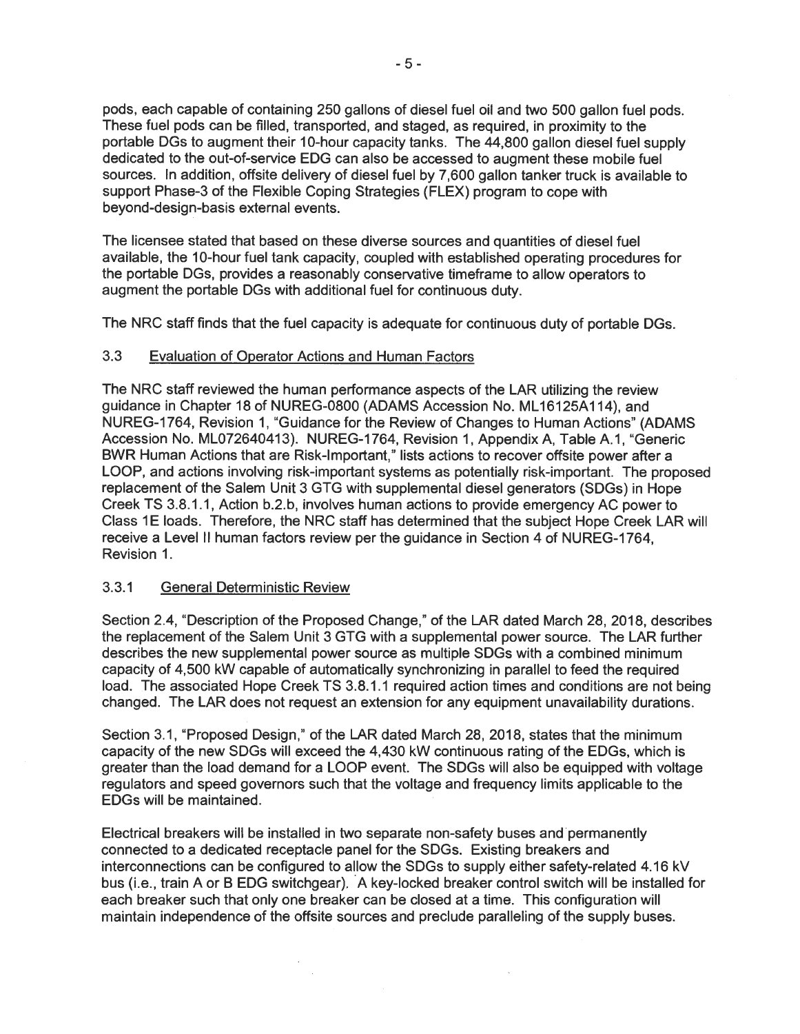pods, each capable of containing 250 gallons of diesel fuel oil and two 500 gallon fuel pods. These fuel pods can be filled, transported, and staged, as required, in proximity to the portable DGs to augment their 10-hour capacity tanks. The 44,800 gallon diesel fuel supply dedicated to the out-of-service EDG can also be accessed to augment these mobile fuel sources. In addition, offsite delivery of diesel fuel by 7,600 gallon tanker truck is available to support Phase-3 of the Flexible Coping Strategies (FLEX) program to cope with beyond-design-basis external events.

The licensee stated that based on these diverse sources and quantities of diesel fuel available, the 10-hour fuel tank capacity, coupled with established operating procedures for the portable DGs, provides a reasonably conservative timeframe to allow operators to augment the portable DGs with additional fuel for continuous duty.

The NRC staff finds that the fuel capacity is adequate for continuous duty of portable DGs.

### 3.3 Evaluation of Operator Actions and Human Factors

The NRC staff reviewed the human performance aspects of the LAR utilizing the review guidance in Chapter 18 of NUREG-0800 (ADAMS Accession No. ML16125A114), and NUREG-1764, Revision 1, "Guidance for the Review of Changes to Human Actions" (ADAMS Accession No. ML072640413). NUREG-1764, Revision 1, Appendix A, Table A.1, "Generic BWR Human Actions that are Risk-Important," lists actions to recover offsite power after a LOOP, and actions involving risk-important systems as potentially risk-important. The proposed replacement of the Salem Unit 3 GTG with supplemental diesel generators (SDGs) in Hope Creek TS 3.8.1.1, Action b.2.b, involves human actions to provide emergency AC power to Class 1E loads. Therefore, the NRC staff has determined that the subject Hope Creek LAR will receive a Level II human factors review per the guidance in Section 4 of NUREG-1764, Revision 1.

#### 3.3.1 General Deterministic Review

Section 2.4, "Description of the Proposed Change," of the LAR dated March 28, 2018, describes the replacement of the Salem Unit 3 GTG with a supplemental power source. The LAR further describes the new supplemental power source as multiple SDGs with a combined minimum capacity of 4,500 kW capable of automatically synchronizing in parallel to feed the required load. The associated Hope Creek TS 3.8.1.1 required action times and conditions are not being changed. The LAR does not request an extension for any equipment unavailability durations.

Section 3.1, "Proposed Design," of the LAR dated March 28, 2018, states that the minimum capacity of the new SDGs will exceed the 4,430 kW continuous rating of the EDGs, which is greater than the load demand for a LOOP event. The SDGs will also be equipped with voltage regulators and speed governors such that the voltage and frequency limits applicable to the EDGs will be maintained.

Electrical breakers will be installed in two separate non-safety buses and permanently connected to a dedicated receptacle panel for the SDGs. Existing breakers and interconnections can be configured to allow the SDGs to supply either safety-related 4.16 kV bus (i.e., train A or B EDG switchgear). A key-locked breaker control switch will be installed for each breaker such that only one breaker can be closed at a time. This configuration will maintain independence of the offsite sources and preclude paralleling of the supply buses.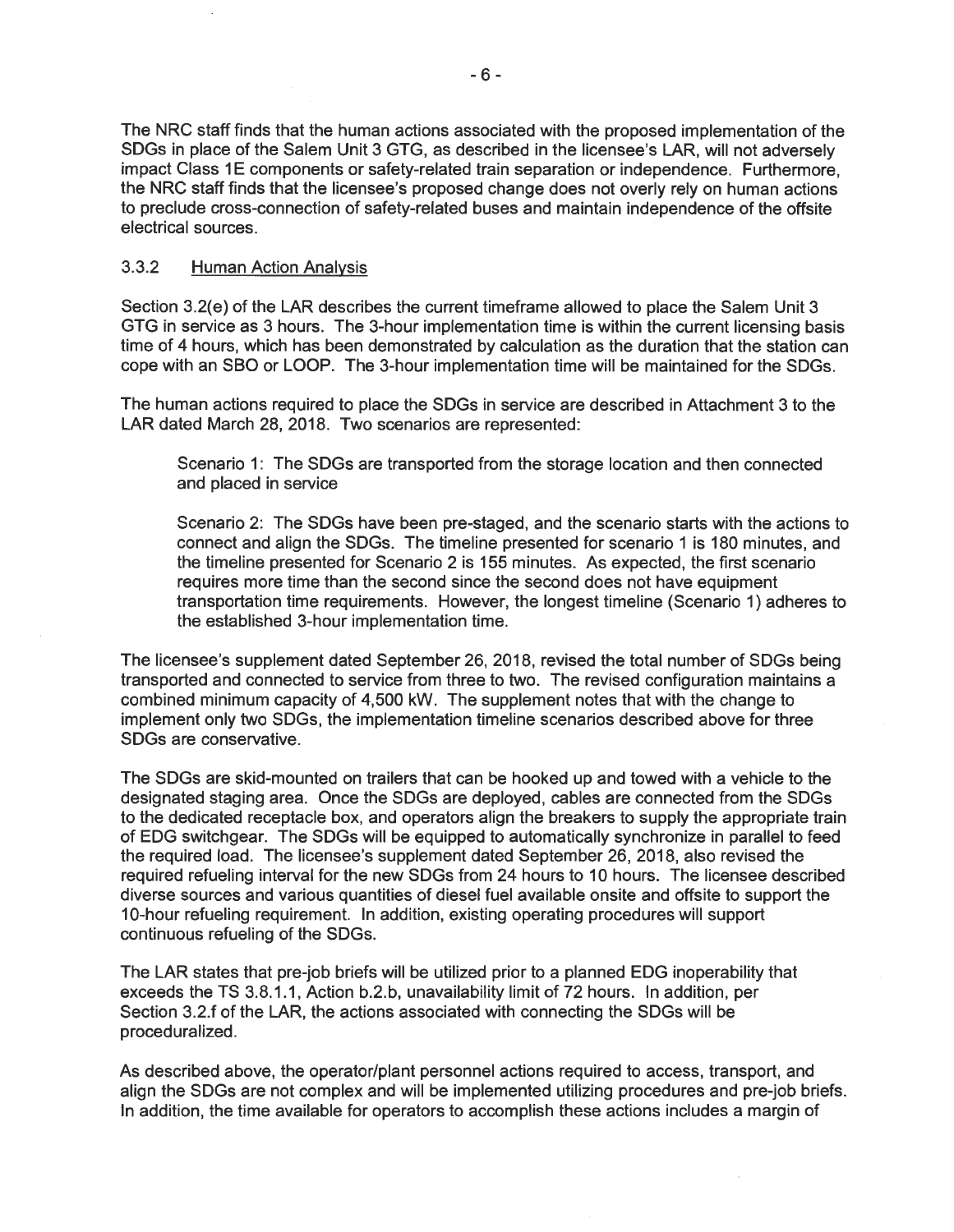The NRC staff finds that the human actions associated with the proposed implementation of the SDGs in place of the Salem Unit 3 GTG, as described in the licensee's LAR, will not adversely impact Class 1E components or safety-related train separation or independence. Furthermore, the NRC staff finds that the licensee's proposed change does not overly rely on human actions to preclude cross-connection of safety-related buses and maintain independence of the offsite electrical sources.

### 3.3.2 Human Action Analysis

Section 3.2(e) of the LAR describes the current timeframe allowed to place the Salem Unit 3 GTG in service as 3 hours. The 3-hour implementation time is within the current licensing basis time of 4 hours, which has been demonstrated by calculation as the duration that the station can cope with an SBO or LOOP. The 3-hour implementation time will be maintained for the SDGs.

The human actions required to place the SDGs in service are described in Attachment 3 to the LAR dated March 28, 2018. Two scenarios are represented:

> Scenario 1: The SDGs are transported from the storage location and then connected and placed in service
>
> Scenario 2: The SDGs have been pre-staged, and the scenario starts with the actions to connect and align the SDGs. The timeline presented for scenario 1 is 180 minutes, and the timeline presented for Scenario 2 is 155 minutes. As expected, the first scenario requires more time than the second since the second does not have equipment transportation time requirements. However, the longest timeline (Scenario 1) adheres to the established 3-hour implementation time.

The licensee's supplement dated September 26, 2018, revised the total number of SDGs being transported and connected to service from three to two. The revised configuration maintains a combined minimum capacity of 4,500 kW. The supplement notes that with the change to implement only two SDGs, the implementation timeline scenarios described above for three SDGs are conservative.

The SDGs are skid-mounted on trailers that can be hooked up and towed with a vehicle to the designated staging area. Once the SDGs are deployed, cables are connected from the SDGs to the dedicated receptacle box, and operators align the breakers to supply the appropriate train of EDG switchgear. The SDGs will be equipped to automatically synchronize in parallel to feed the required load. The licensee's supplement dated September 26, 2018, also revised the required refueling interval for the new SDGs from 24 hours to 10 hours. The licensee described diverse sources and various quantities of diesel fuel available onsite and offsite to support the 10-hour refueling requirement. In addition, existing operating procedures will support continuous refueling of the SDGs.

The LAR states that pre-job briefs will be utilized prior to a planned EDG inoperability that exceeds the TS 3.8.1.1, Action b.2.b, unavailability limit of 72 hours. In addition, per Section 3.2.f of the LAR, the actions associated with connecting the SDGs will be proceduralized.

As described above, the operator/plant personnel actions required to access, transport, and align the SDGs are not complex and will be implemented utilizing procedures and pre-job briefs. In addition, the time available for operators to accomplish these actions includes a margin of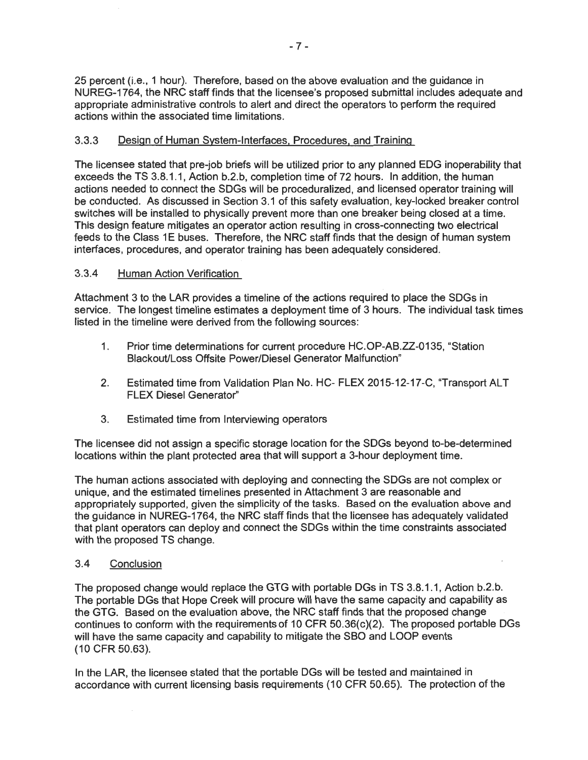25 percent (i.e., 1 hour). Therefore, based on the above evaluation and the guidance in NUREG-1764, the NRC staff finds that the licensee's proposed submittal includes adequate and appropriate administrative controls to alert and direct the operators to perform the required actions within the associated time limitations.

### 3.3.3 Design of Human System-Interfaces, Procedures, and Training

The licensee stated that pre-job briefs will be utilized prior to any planned EDG inoperability that exceeds the TS 3.8.1.1, Action b.2.b, completion time of 72 hours. In addition, the human actions needed to connect the SDGs will be proceduralized, and licensed operator training will be conducted. As discussed in Section 3.1 of this safety evaluation, key-locked breaker control switches will be installed to physically prevent more than one breaker being closed at a time. This design feature mitigates an operator action resulting in cross-connecting two electrical feeds to the Class 1E buses. Therefore, the NRC staff finds that the design of human system interfaces, procedures, and operator training has been adequately considered.

### 3.3.4 Human Action Verification

Attachment 3 to the LAR provides a timeline of the actions required to place the SDGs in service. The longest timeline estimates a deployment time of 3 hours. The individual task times listed in the timeline were derived from the following sources:

1. Prior time determinations for current procedure HC.OP-AB.ZZ-0135, "Station Blackout/Loss Offsite Power/Diesel Generator Malfunction"
2. Estimated time from Validation Plan No. HC- FLEX 2015-12-17-C, "Transport ALT FLEX Diesel Generator"
3. Estimated time from Interviewing operators

The licensee did not assign a specific storage location for the SDGs beyond to-be-determined locations within the plant protected area that will support a 3-hour deployment time.

The human actions associated with deploying and connecting the SDGs are not complex or unique, and the estimated timelines presented in Attachment 3 are reasonable and appropriately supported, given the simplicity of the tasks. Based on the evaluation above and the guidance in NUREG-1764, the NRC staff finds that the licensee has adequately validated that plant operators can deploy and connect the SDGs within the time constraints associated with the proposed TS change.

## 3.4 Conclusion

The proposed change would replace the GTG with portable DGs in TS 3.8.1.1, Action b.2.b. The portable DGs that Hope Creek will procure will have the same capacity and capability as the GTG. Based on the evaluation above, the NRC staff finds that the proposed change continues to conform with the requirements of 10 CFR 50.36(c)(2). The proposed portable DGs will have the same capacity and capability to mitigate the SBO and LOOP events (10 CFR 50.63).

In the LAR, the licensee stated that the portable DGs will be tested and maintained in accordance with current licensing basis requirements (10 CFR 50.65). The protection of the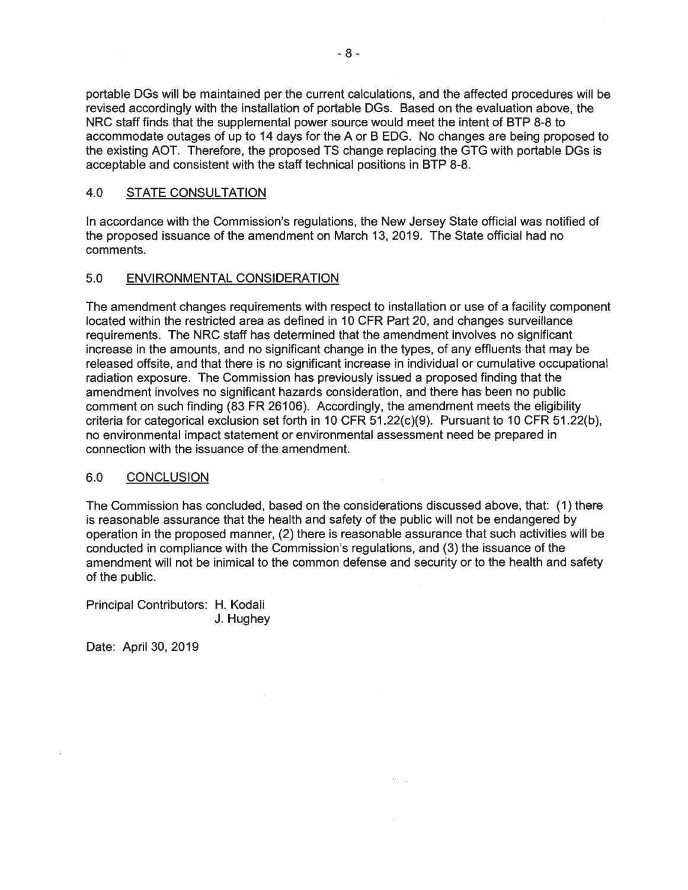portable DGs will be maintained per the current calculations, and the affected procedures will be revised accordingly with the installation of portable DGs. Based on the evaluation above, the NRC staff finds that the supplemental power source would meet the intent of BTP 8-8 to accommodate outages of up to 14 days for the A or B EDG. No changes are being proposed to the existing AOT. Therefore, the proposed TS change replacing the GTG with portable DGs is acceptable and consistent with the staff technical positions in BTP 8-8.

## 4.0 STATE CONSULTATION

In accordance with the Commission's regulations, the New Jersey State official was notified of the proposed issuance of the amendment on March 13, 2019. The State official had no comments.

## 5.0 ENVIRONMENTAL CONSIDERATION

The amendment changes requirements with respect to installation or use of a facility component located within the restricted area as defined in 10 CFR Part 20, and changes surveillance requirements. The NRC staff has determined that the amendment involves no significant increase in the amounts, and no significant change in the types, of any effluents that may be released offsite, and that there is no significant increase in individual or cumulative occupational radiation exposure. The Commission has previously issued a proposed finding that the amendment involves no significant hazards consideration, and there has been no public comment on such finding (83 FR 26106). Accordingly, the amendment meets the eligibility criteria for categorical exclusion set forth in 10 CFR 51.22(c)(9). Pursuant to 10 CFR 51.22(b), no environmental impact statement or environmental assessment need be prepared in connection with the issuance of the amendment.

## 6.0 CONCLUSION

The Commission has concluded, based on the considerations discussed above, that: (1) there is reasonable assurance that the health and safety of the public will not be endangered by operation in the proposed manner, (2) there is reasonable assurance that such activities will be conducted in compliance with the Commission's regulations, and (3) the issuance of the amendment will not be inimical to the common defense and security or to the health and safety of the public.

Principal Contributors: H. Kodali
J. Hughey

Date: April 30, 2019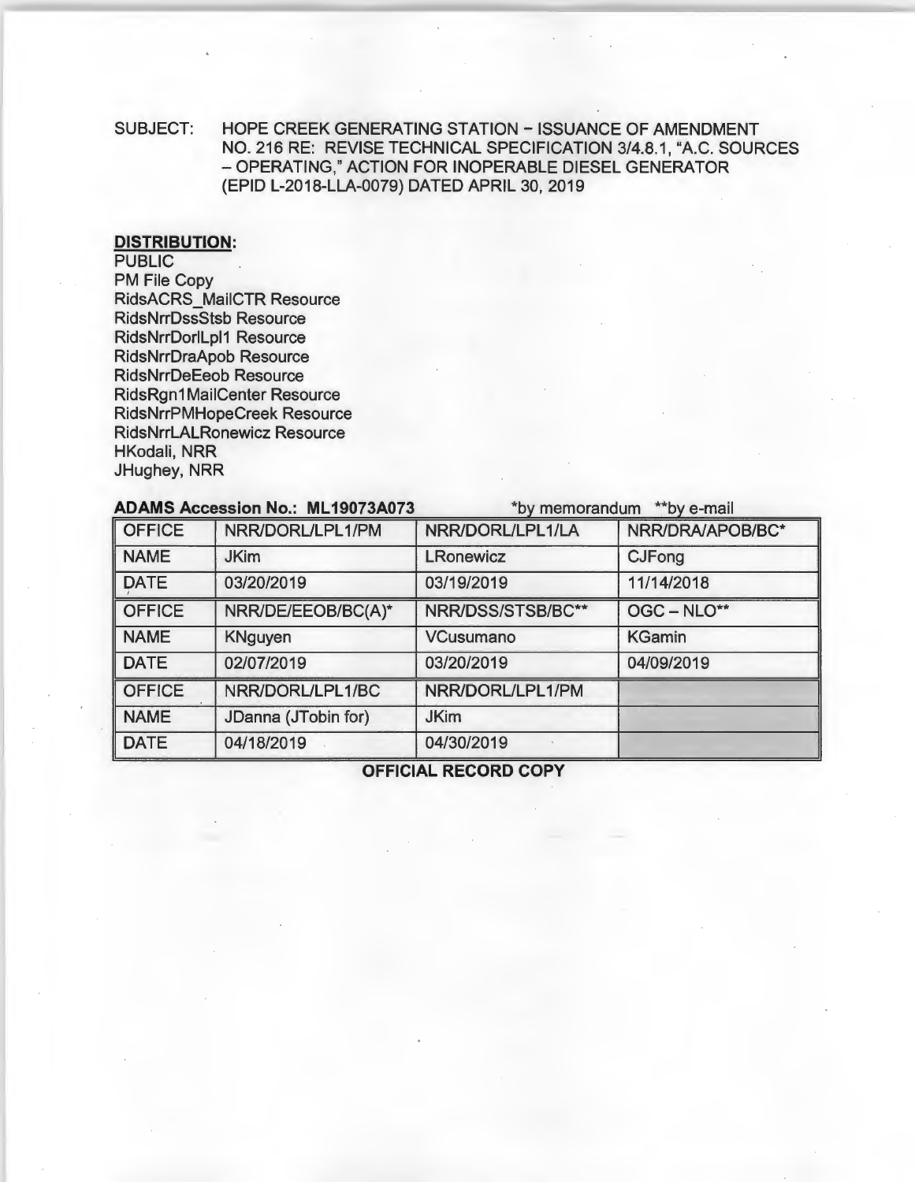SUBJECT: HOPE CREEK GENERATING STATION – ISSUANCE OF AMENDMENT NO. 216 RE: REVISE TECHNICAL SPECIFICATION 3/4.8.1, "A.C. SOURCES – OPERATING," ACTION FOR INOPERABLE DIESEL GENERATOR (EPID L-2018-LLA-0079) DATED APRIL 30, 2019

**DISTRIBUTION:**

PUBLIC
PM File Copy
RidsACRS_MailCTR Resource
RidsNrrDssStsb Resource
RidsNrrDorlLpl1 Resource
RidsNrrDraApob Resource
RidsNrrDeEeob Resource
RidsRgn1MailCenter Resource
RidsNrrPMHopeCreek Resource
RidsNrrLALRonewicz Resource
HKodali, NRR
JHughey, NRR

**ADAMS Accession No.: ML19073A073** *by memorandum **by e-mail

| | | | |
|---|---|---|---|
| OFFICE | NRR/DORL/LPL1/PM | NRR/DORL/LPL1/LA | NRR/DRA/APOB/BC* |
| NAME | JKim | LRonewicz | CJFong |
| DATE | 03/20/2019 | 03/19/2019 | 11/14/2018 |
| OFFICE | NRR/DE/EEOB/BC(A)* | NRR/DSS/STSB/BC** | OGC – NLO** |
| NAME | KNguyen | VCusumano | KGamin |
| DATE | 02/07/2019 | 03/20/2019 | 04/09/2019 |
| OFFICE | NRR/DORL/LPL1/BC | NRR/DORL/LPL1/PM | |
| NAME | JDanna (JTobin for) | JKim | |
| DATE | 04/18/2019 | 04/30/2019 | |

**OFFICIAL RECORD COPY**